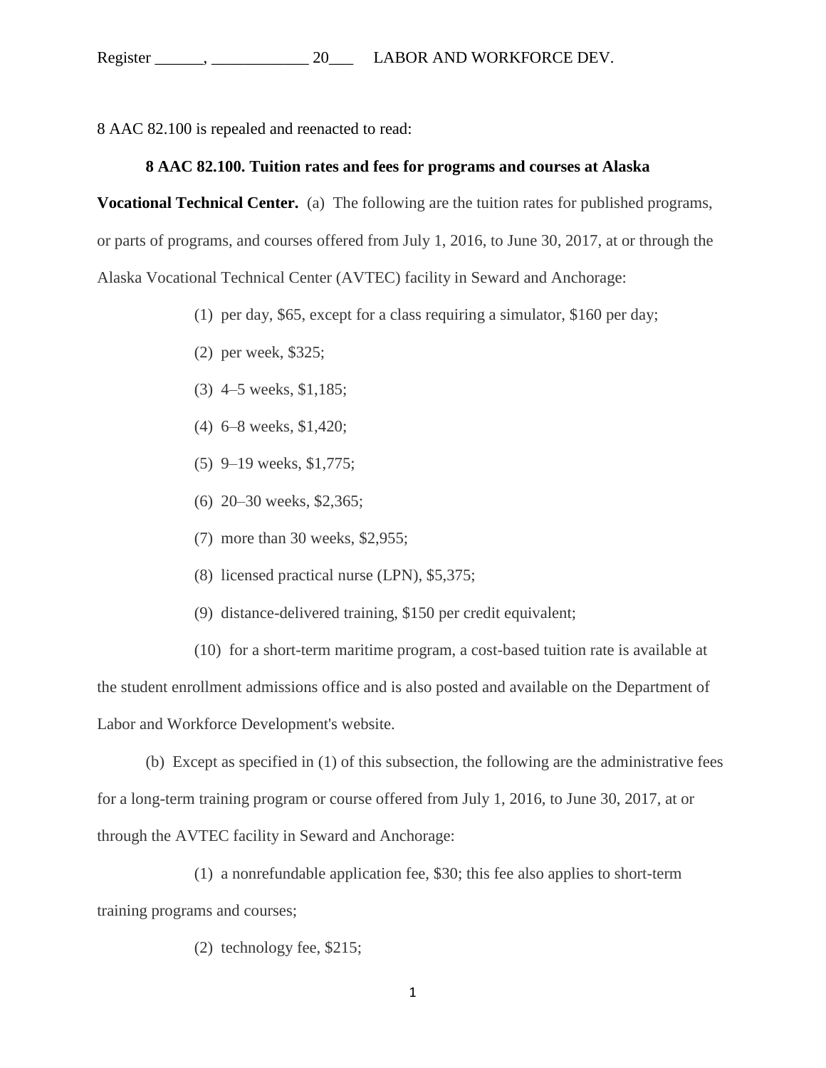8 AAC 82.100 is repealed and reenacted to read:

**8 AAC 82.100. Tuition rates and fees for programs and courses at Alaska Vocational Technical Center.** (a) The following are the tuition rates for published programs, or parts of programs, and courses offered from July 1, 2016, to June 30, 2017, at or through the Alaska Vocational Technical Center (AVTEC) facility in Seward and Anchorage:

(1) per day, $65, except for a class requiring a simulator, $160 per day;

(2) per week, $325;

(3) 4–5 weeks, $1,185;

(4) 6–8 weeks, $1,420;

(5) 9–19 weeks, $1,775;

(6) 20–30 weeks, $2,365;

(7) more than 30 weeks, $2,955;

(8) licensed practical nurse (LPN), $5,375;

(9) distance-delivered training, $150 per credit equivalent;

(10) for a short-term maritime program, a cost-based tuition rate is available at the student enrollment admissions office and is also posted and available on the Department of Labor and Workforce Development's website.

(b) Except as specified in (1) of this subsection, the following are the administrative fees for a long-term training program or course offered from July 1, 2016, to June 30, 2017, at or through the AVTEC facility in Seward and Anchorage:

(1) a nonrefundable application fee, $30; this fee also applies to short-term training programs and courses;

(2) technology fee, $215;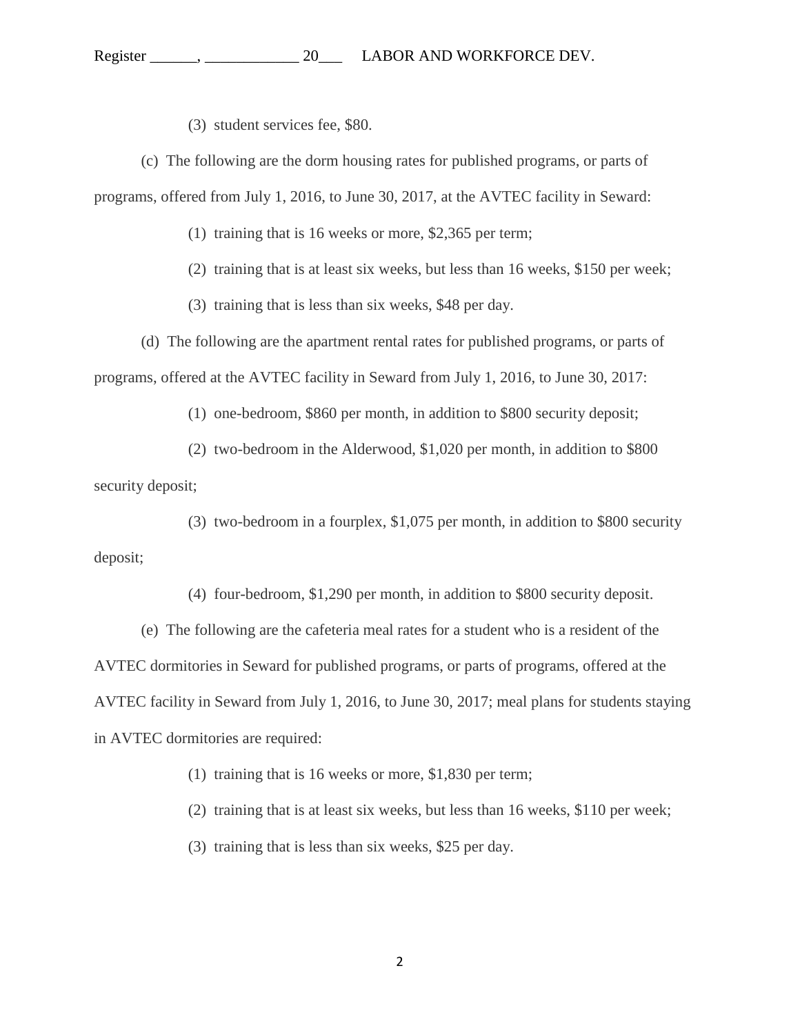(3) student services fee, $80.

(c) The following are the dorm housing rates for published programs, or parts of programs, offered from July 1, 2016, to June 30, 2017, at the AVTEC facility in Seward:

(1) training that is 16 weeks or more, $2,365 per term;

(2) training that is at least six weeks, but less than 16 weeks, $150 per week;

(3) training that is less than six weeks, $48 per day.

(d) The following are the apartment rental rates for published programs, or parts of programs, offered at the AVTEC facility in Seward from July 1, 2016, to June 30, 2017:

(1) one-bedroom, $860 per month, in addition to $800 security deposit;

(2) two-bedroom in the Alderwood, $1,020 per month, in addition to $800 security deposit;

(3) two-bedroom in a fourplex, $1,075 per month, in addition to $800 security deposit;

(4) four-bedroom, $1,290 per month, in addition to $800 security deposit.

(e) The following are the cafeteria meal rates for a student who is a resident of the AVTEC dormitories in Seward for published programs, or parts of programs, offered at the AVTEC facility in Seward from July 1, 2016, to June 30, 2017; meal plans for students staying in AVTEC dormitories are required:

(1) training that is 16 weeks or more, $1,830 per term;

(2) training that is at least six weeks, but less than 16 weeks, $110 per week;

(3) training that is less than six weeks, $25 per day.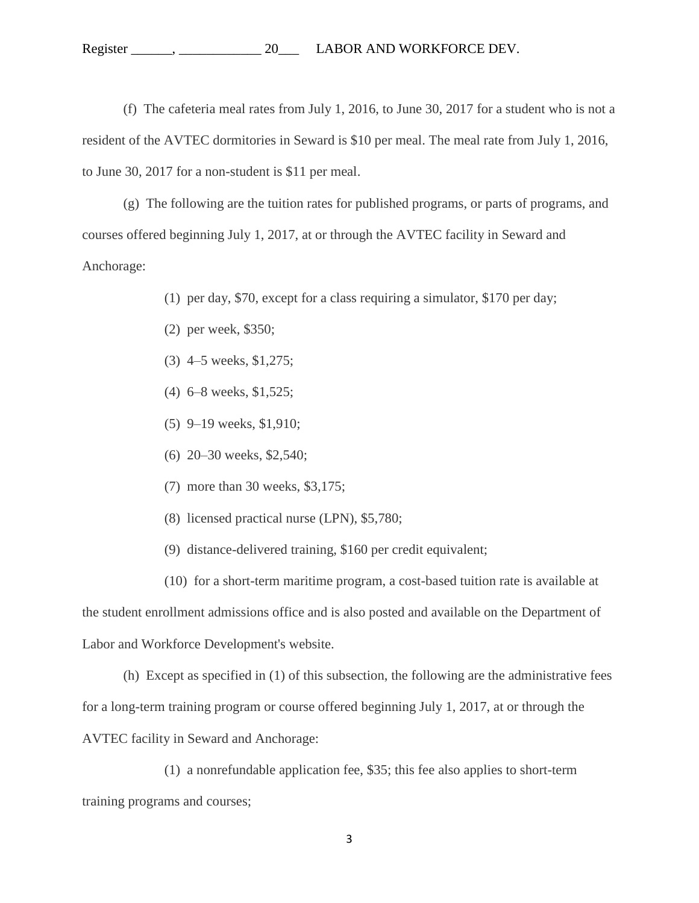(f) The cafeteria meal rates from July 1, 2016, to June 30, 2017 for a student who is not a resident of the AVTEC dormitories in Seward is $10 per meal. The meal rate from July 1, 2016, to June 30, 2017 for a non-student is $11 per meal.

(g) The following are the tuition rates for published programs, or parts of programs, and courses offered beginning July 1, 2017, at or through the AVTEC facility in Seward and Anchorage:

(1) per day, $70, except for a class requiring a simulator, $170 per day;

(2) per week, $350;

(3) 4–5 weeks, $1,275;

(4) 6–8 weeks, $1,525;

(5) 9–19 weeks, $1,910;

(6) 20–30 weeks, $2,540;

(7) more than 30 weeks, $3,175;

(8) licensed practical nurse (LPN), $5,780;

(9) distance-delivered training, $160 per credit equivalent;

(10) for a short-term maritime program, a cost-based tuition rate is available at the student enrollment admissions office and is also posted and available on the Department of Labor and Workforce Development's website.

(h) Except as specified in (1) of this subsection, the following are the administrative fees for a long-term training program or course offered beginning July 1, 2017, at or through the AVTEC facility in Seward and Anchorage:

(1) a nonrefundable application fee, $35; this fee also applies to short-term training programs and courses;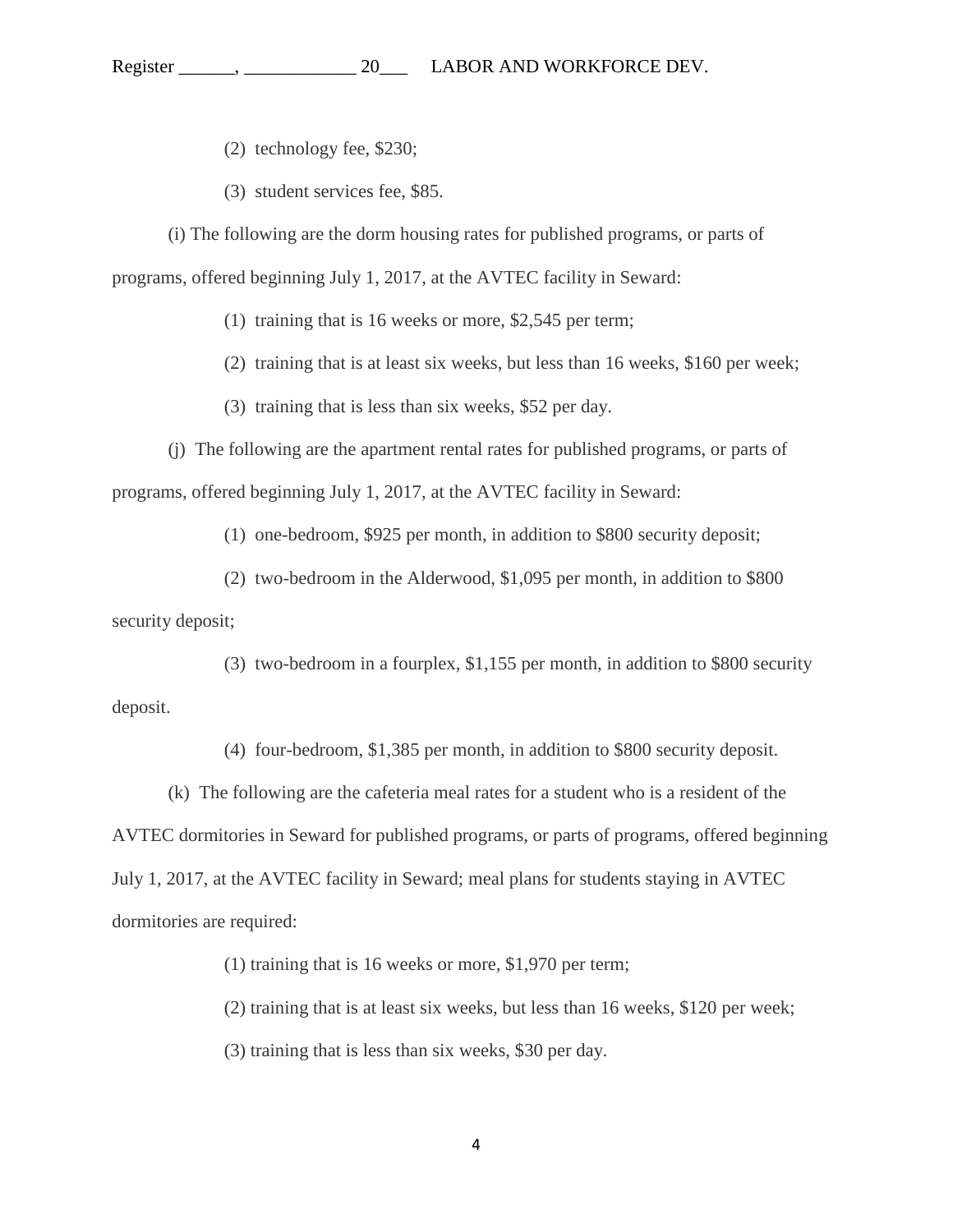(2) technology fee, $230;

(3) student services fee, $85.

(i) The following are the dorm housing rates for published programs, or parts of programs, offered beginning July 1, 2017, at the AVTEC facility in Seward:

(1) training that is 16 weeks or more, $2,545 per term;

(2) training that is at least six weeks, but less than 16 weeks, $160 per week;

(3) training that is less than six weeks, $52 per day.

(j) The following are the apartment rental rates for published programs, or parts of programs, offered beginning July 1, 2017, at the AVTEC facility in Seward:

(1) one-bedroom, $925 per month, in addition to $800 security deposit;

(2) two-bedroom in the Alderwood, $1,095 per month, in addition to $800 security deposit;

(3) two-bedroom in a fourplex, $1,155 per month, in addition to $800 security deposit.

(4) four-bedroom, $1,385 per month, in addition to $800 security deposit.

(k) The following are the cafeteria meal rates for a student who is a resident of the AVTEC dormitories in Seward for published programs, or parts of programs, offered beginning July 1, 2017, at the AVTEC facility in Seward; meal plans for students staying in AVTEC dormitories are required:

(1) training that is 16 weeks or more, $1,970 per term;

(2) training that is at least six weeks, but less than 16 weeks, $120 per week;

(3) training that is less than six weeks, $30 per day.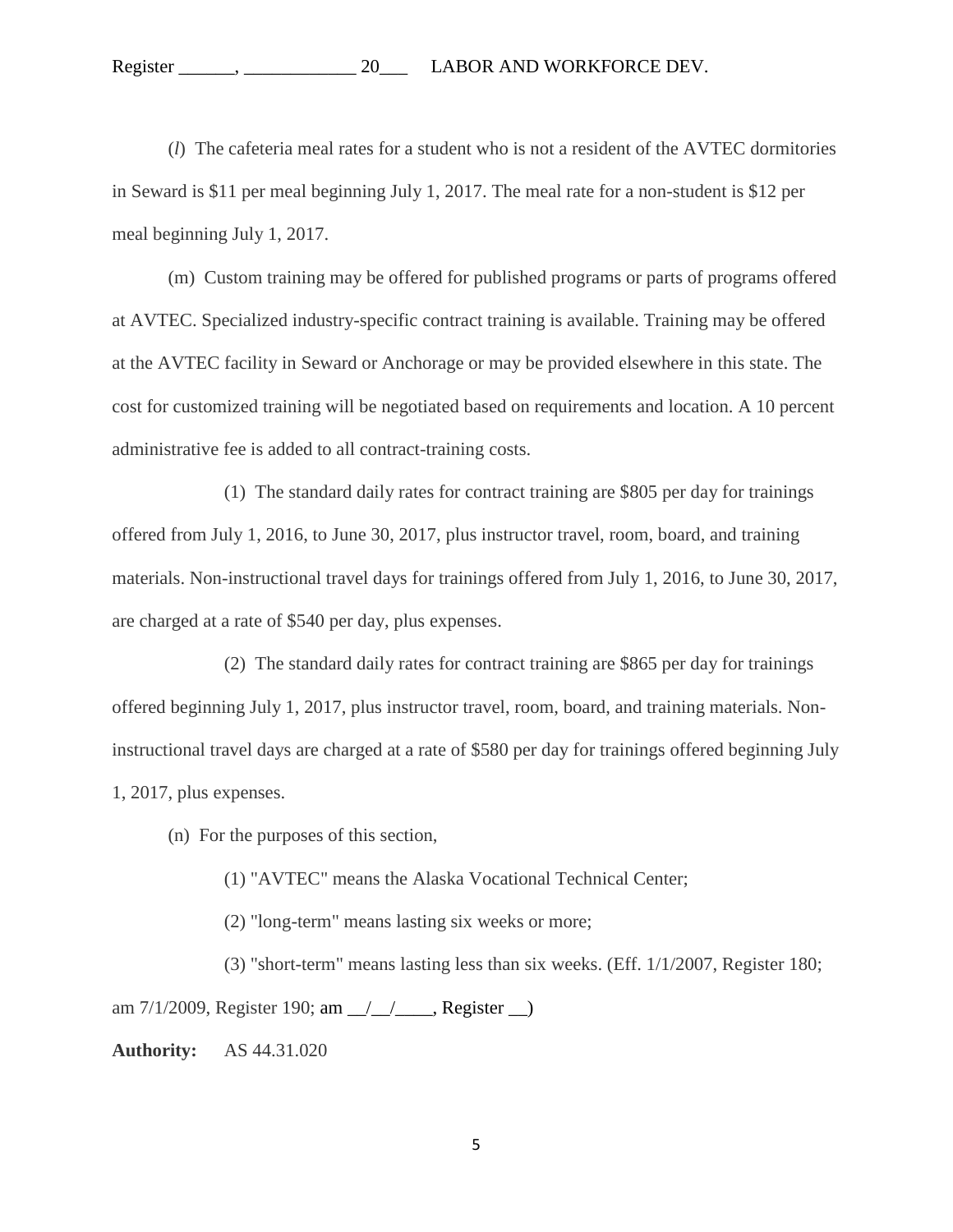(*l*) The cafeteria meal rates for a student who is not a resident of the AVTEC dormitories in Seward is $11 per meal beginning July 1, 2017. The meal rate for a non-student is $12 per meal beginning July 1, 2017.

(m) Custom training may be offered for published programs or parts of programs offered at AVTEC. Specialized industry-specific contract training is available. Training may be offered at the AVTEC facility in Seward or Anchorage or may be provided elsewhere in this state. The cost for customized training will be negotiated based on requirements and location. A 10 percent administrative fee is added to all contract-training costs.

(1) The standard daily rates for contract training are $805 per day for trainings offered from July 1, 2016, to June 30, 2017, plus instructor travel, room, board, and training materials. Non-instructional travel days for trainings offered from July 1, 2016, to June 30, 2017, are charged at a rate of $540 per day, plus expenses.

(2) The standard daily rates for contract training are $865 per day for trainings offered beginning July 1, 2017, plus instructor travel, room, board, and training materials. Non-instructional travel days are charged at a rate of $580 per day for trainings offered beginning July 1, 2017, plus expenses.

(n) For the purposes of this section,

(1) "AVTEC" means the Alaska Vocational Technical Center;

(2) "long-term" means lasting six weeks or more;

(3) "short-term" means lasting less than six weeks. (Eff. 1/1/2007, Register 180; am 7/1/2009, Register 190; am __/__/____, Register __)

**Authority:** AS 44.31.020